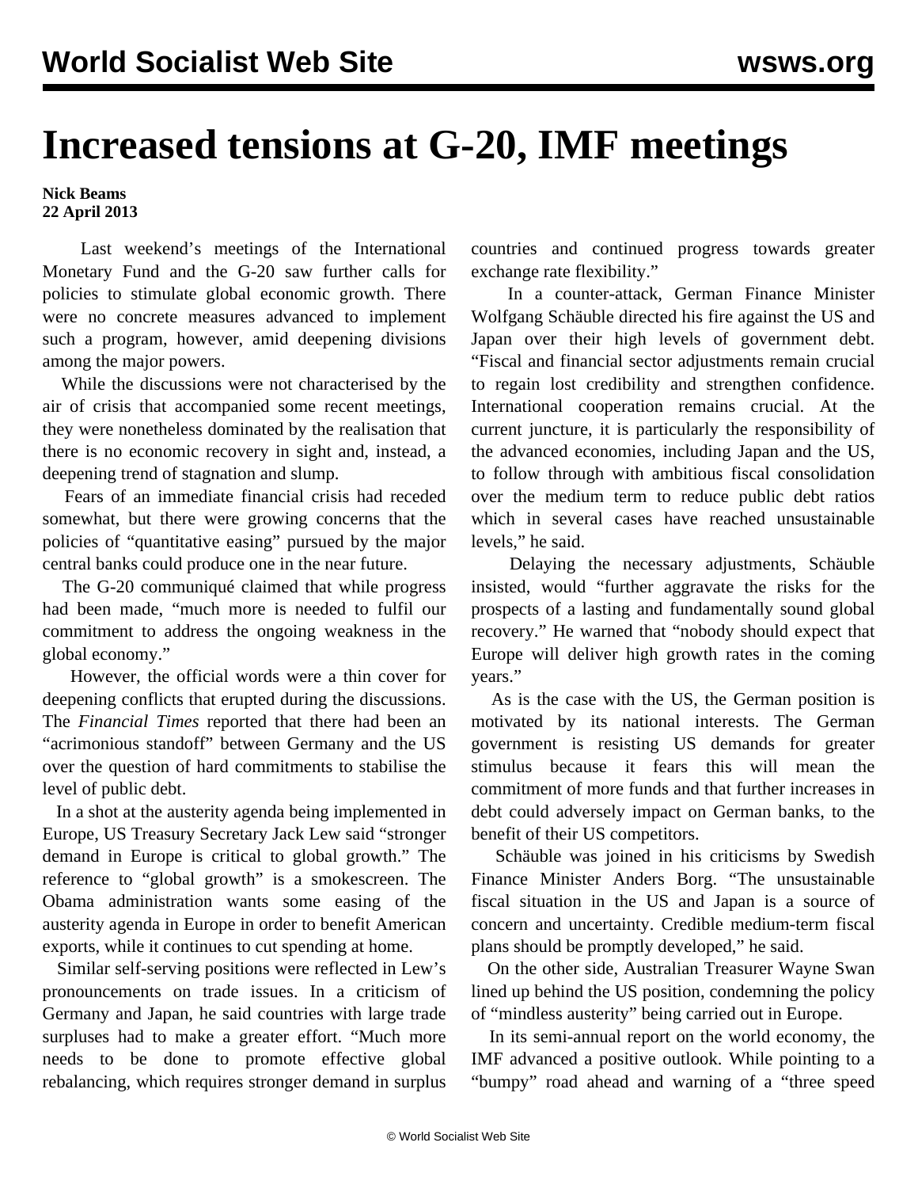# Increased tensions at G-20, IMF meetings

**Nick Beams**
**22 April 2013**

Last weekend's meetings of the International Monetary Fund and the G-20 saw further calls for policies to stimulate global economic growth. There were no concrete measures advanced to implement such a program, however, amid deepening divisions among the major powers.

While the discussions were not characterised by the air of crisis that accompanied some recent meetings, they were nonetheless dominated by the realisation that there is no economic recovery in sight and, instead, a deepening trend of stagnation and slump.

Fears of an immediate financial crisis had receded somewhat, but there were growing concerns that the policies of "quantitative easing" pursued by the major central banks could produce one in the near future.

The G-20 communiqué claimed that while progress had been made, "much more is needed to fulfil our commitment to address the ongoing weakness in the global economy."

However, the official words were a thin cover for deepening conflicts that erupted during the discussions. The *Financial Times* reported that there had been an "acrimonious standoff" between Germany and the US over the question of hard commitments to stabilise the level of public debt.

In a shot at the austerity agenda being implemented in Europe, US Treasury Secretary Jack Lew said "stronger demand in Europe is critical to global growth." The reference to "global growth" is a smokescreen. The Obama administration wants some easing of the austerity agenda in Europe in order to benefit American exports, while it continues to cut spending at home.

Similar self-serving positions were reflected in Lew's pronouncements on trade issues. In a criticism of Germany and Japan, he said countries with large trade surpluses had to make a greater effort. "Much more needs to be done to promote effective global rebalancing, which requires stronger demand in surplus countries and continued progress towards greater exchange rate flexibility."

In a counter-attack, German Finance Minister Wolfgang Schäuble directed his fire against the US and Japan over their high levels of government debt. "Fiscal and financial sector adjustments remain crucial to regain lost credibility and strengthen confidence. International cooperation remains crucial. At the current juncture, it is particularly the responsibility of the advanced economies, including Japan and the US, to follow through with ambitious fiscal consolidation over the medium term to reduce public debt ratios which in several cases have reached unsustainable levels," he said.

Delaying the necessary adjustments, Schäuble insisted, would "further aggravate the risks for the prospects of a lasting and fundamentally sound global recovery." He warned that "nobody should expect that Europe will deliver high growth rates in the coming years."

As is the case with the US, the German position is motivated by its national interests. The German government is resisting US demands for greater stimulus because it fears this will mean the commitment of more funds and that further increases in debt could adversely impact on German banks, to the benefit of their US competitors.

Schäuble was joined in his criticisms by Swedish Finance Minister Anders Borg. "The unsustainable fiscal situation in the US and Japan is a source of concern and uncertainty. Credible medium-term fiscal plans should be promptly developed," he said.

On the other side, Australian Treasurer Wayne Swan lined up behind the US position, condemning the policy of "mindless austerity" being carried out in Europe.

In its semi-annual report on the world economy, the IMF advanced a positive outlook. While pointing to a "bumpy" road ahead and warning of a "three speed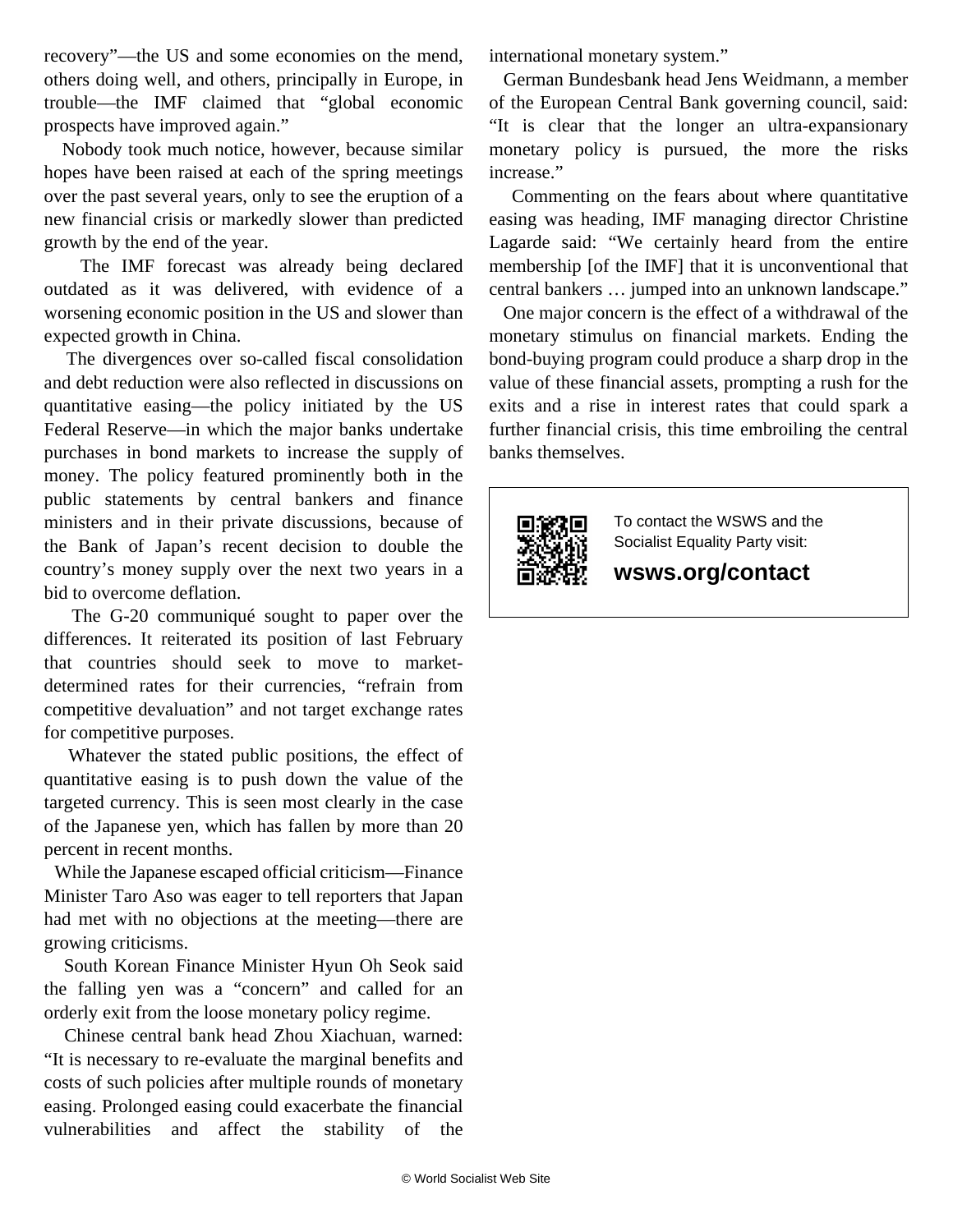recovery"—the US and some economies on the mend, others doing well, and others, principally in Europe, in trouble—the IMF claimed that "global economic prospects have improved again."

Nobody took much notice, however, because similar hopes have been raised at each of the spring meetings over the past several years, only to see the eruption of a new financial crisis or markedly slower than predicted growth by the end of the year.

The IMF forecast was already being declared outdated as it was delivered, with evidence of a worsening economic position in the US and slower than expected growth in China.

The divergences over so-called fiscal consolidation and debt reduction were also reflected in discussions on quantitative easing—the policy initiated by the US Federal Reserve—in which the major banks undertake purchases in bond markets to increase the supply of money. The policy featured prominently both in the public statements by central bankers and finance ministers and in their private discussions, because of the Bank of Japan's recent decision to double the country's money supply over the next two years in a bid to overcome deflation.

The G-20 communiqué sought to paper over the differences. It reiterated its position of last February that countries should seek to move to market-determined rates for their currencies, "refrain from competitive devaluation" and not target exchange rates for competitive purposes.

Whatever the stated public positions, the effect of quantitative easing is to push down the value of the targeted currency. This is seen most clearly in the case of the Japanese yen, which has fallen by more than 20 percent in recent months.

While the Japanese escaped official criticism—Finance Minister Taro Aso was eager to tell reporters that Japan had met with no objections at the meeting—there are growing criticisms.

South Korean Finance Minister Hyun Oh Seok said the falling yen was a "concern" and called for an orderly exit from the loose monetary policy regime.

Chinese central bank head Zhou Xiachuan, warned: "It is necessary to re-evaluate the marginal benefits and costs of such policies after multiple rounds of monetary easing. Prolonged easing could exacerbate the financial vulnerabilities and affect the stability of the international monetary system."

German Bundesbank head Jens Weidmann, a member of the European Central Bank governing council, said: "It is clear that the longer an ultra-expansionary monetary policy is pursued, the more the risks increase."

Commenting on the fears about where quantitative easing was heading, IMF managing director Christine Lagarde said: "We certainly heard from the entire membership [of the IMF] that it is unconventional that central bankers … jumped into an unknown landscape."

One major concern is the effect of a withdrawal of the monetary stimulus on financial markets. Ending the bond-buying program could produce a sharp drop in the value of these financial assets, prompting a rush for the exits and a rise in interest rates that could spark a further financial crisis, this time embroiling the central banks themselves.

To contact the WSWS and the Socialist Equality Party visit:

**wsws.org/contact**